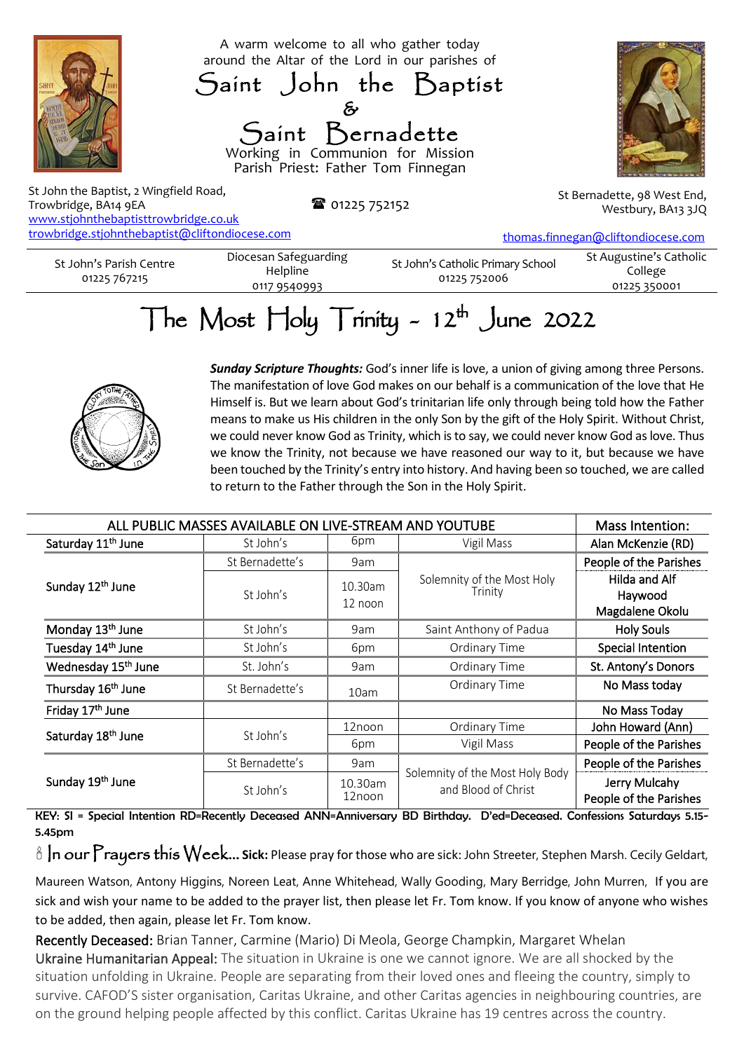A warm welcome to all who gather today around the Altar of the Lord in our parishes of

# Saint John the Baptist & Saint Bernadette

Working in Communion for Mission
Parish Priest: Father Tom Finnegan

St John the Baptist, 2 Wingfield Road, Trowbridge, BA14 9EA
www.stjohnthebaptisttrowbridge.co.uk
trowbridge.stjohnthebaptist@cliftondiocese.com

☎ 01225 752152

St Bernadette, 98 West End, Westbury, BA13 3JQ
thomas.finnegan@cliftondiocese.com

| St John's Parish Centre 01225 767215 | Diocesan Safeguarding Helpline 0117 9540993 | St John's Catholic Primary School 01225 752006 | St Augustine's Catholic College 01225 350001 |
|---|---|---|---|

## The Most Holy Trinity - 12th June 2022

***Sunday Scripture Thoughts:*** God's inner life is love, a union of giving among three Persons. The manifestation of love God makes on our behalf is a communication of the love that He Himself is. But we learn about God's trinitarian life only through being told how the Father means to make us His children in the only Son by the gift of the Holy Spirit. Without Christ, we could never know God as Trinity, which is to say, we could never know God as love. Thus we know the Trinity, not because we have reasoned our way to it, but because we have been touched by the Trinity's entry into history. And having been so touched, we are called to return to the Father through the Son in the Holy Spirit.

| ALL PUBLIC MASSES AVAILABLE ON LIVE-STREAM AND YOUTUBE | | | | Mass Intention: |
|---|---|---|---|---|
| Saturday 11th June | St John's | 6pm | Vigil Mass | Alan McKenzie (RD) |
| Sunday 12th June | St Bernadette's | 9am | Solemnity of the Most Holy Trinity | People of the Parishes |
| | St John's | 10.30am<br>12 noon | | Hilda and Alf Haywood<br>Magdalene Okolu |
| Monday 13th June | St John's | 9am | Saint Anthony of Padua | Holy Souls |
| Tuesday 14th June | St John's | 6pm | Ordinary Time | Special Intention |
| Wednesday 15th June | St. John's | 9am | Ordinary Time | St. Antony's Donors |
| Thursday 16th June | St Bernadette's | 10am | Ordinary Time | No Mass today |
| Friday 17th June | | | | No Mass Today |
| Saturday 18th June | St John's | 12noon | Ordinary Time | John Howard (Ann) |
| | | 6pm | Vigil Mass | People of the Parishes |
| Sunday 19th June | St Bernadette's | 9am | Solemnity of the Most Holy Body and Blood of Christ | People of the Parishes |
| | St John's | 10.30am<br>12noon | | Jerry Mulcahy<br>People of the Parishes |

KEY: SI = Special Intention RD=Recently Deceased ANN=Anniversary BD Birthday. D'ed=Deceased. Confessions Saturdays 5.15-5.45pm

**In our Prayers this Week... Sick:** Please pray for those who are sick: John Streeter, Stephen Marsh. Cecily Geldart, Maureen Watson, Antony Higgins, Noreen Leat, Anne Whitehead, Wally Gooding, Mary Berridge, John Murren, If you are sick and wish your name to be added to the prayer list, then please let Fr. Tom know. If you know of anyone who wishes to be added, then again, please let Fr. Tom know.

**Recently Deceased:** Brian Tanner, Carmine (Mario) Di Meola, George Champkin, Margaret Whelan

**Ukraine Humanitarian Appeal:** The situation in Ukraine is one we cannot ignore. We are all shocked by the situation unfolding in Ukraine. People are separating from their loved ones and fleeing the country, simply to survive. CAFOD'S sister organisation, Caritas Ukraine, and other Caritas agencies in neighbouring countries, are on the ground helping people affected by this conflict. Caritas Ukraine has 19 centres across the country.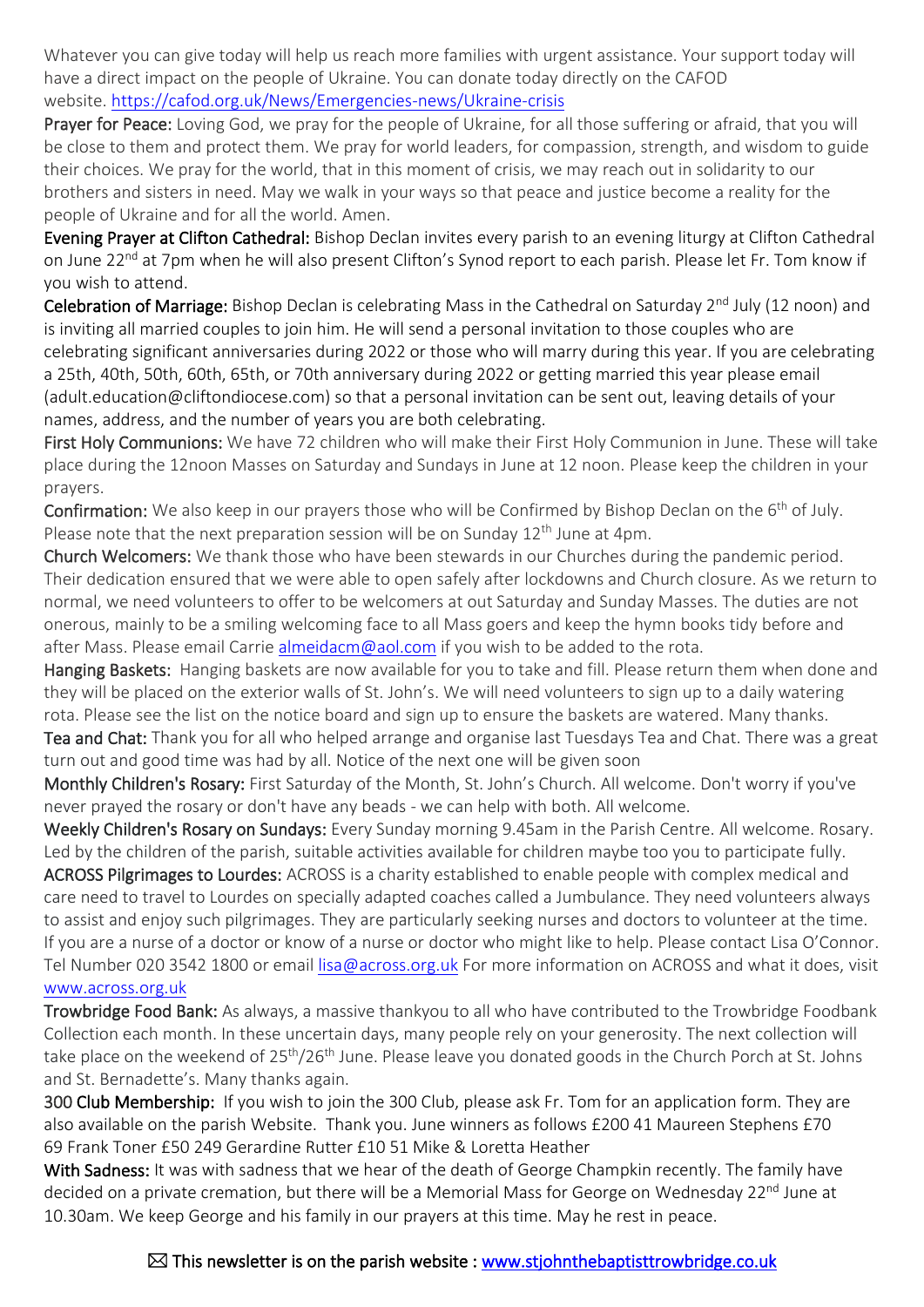Whatever you can give today will help us reach more families with urgent assistance. Your support today will have a direct impact on the people of Ukraine. You can donate today directly on the CAFOD website. https://cafod.org.uk/News/Emergencies-news/Ukraine-crisis

**Prayer for Peace:** Loving God, we pray for the people of Ukraine, for all those suffering or afraid, that you will be close to them and protect them. We pray for world leaders, for compassion, strength, and wisdom to guide their choices. We pray for the world, that in this moment of crisis, we may reach out in solidarity to our brothers and sisters in need. May we walk in your ways so that peace and justice become a reality for the people of Ukraine and for all the world. Amen.

**Evening Prayer at Clifton Cathedral:** Bishop Declan invites every parish to an evening liturgy at Clifton Cathedral on June 22nd at 7pm when he will also present Clifton's Synod report to each parish. Please let Fr. Tom know if you wish to attend.

**Celebration of Marriage:** Bishop Declan is celebrating Mass in the Cathedral on Saturday 2nd July (12 noon) and is inviting all married couples to join him. He will send a personal invitation to those couples who are celebrating significant anniversaries during 2022 or those who will marry during this year. If you are celebrating a 25th, 40th, 50th, 60th, 65th, or 70th anniversary during 2022 or getting married this year please email (adult.education@cliftondiocese.com) so that a personal invitation can be sent out, leaving details of your names, address, and the number of years you are both celebrating.

**First Holy Communions:** We have 72 children who will make their First Holy Communion in June. These will take place during the 12noon Masses on Saturday and Sundays in June at 12 noon. Please keep the children in your prayers.

**Confirmation:** We also keep in our prayers those who will be Confirmed by Bishop Declan on the 6th of July. Please note that the next preparation session will be on Sunday 12th June at 4pm.

**Church Welcomers:** We thank those who have been stewards in our Churches during the pandemic period. Their dedication ensured that we were able to open safely after lockdowns and Church closure. As we return to normal, we need volunteers to offer to be welcomers at out Saturday and Sunday Masses. The duties are not onerous, mainly to be a smiling welcoming face to all Mass goers and keep the hymn books tidy before and after Mass. Please email Carrie almeidacm@aol.com if you wish to be added to the rota.

**Hanging Baskets:** Hanging baskets are now available for you to take and fill. Please return them when done and they will be placed on the exterior walls of St. John's. We will need volunteers to sign up to a daily watering rota. Please see the list on the notice board and sign up to ensure the baskets are watered. Many thanks.

**Tea and Chat:** Thank you for all who helped arrange and organise last Tuesdays Tea and Chat. There was a great turn out and good time was had by all. Notice of the next one will be given soon

**Monthly Children's Rosary:** First Saturday of the Month, St. John's Church. All welcome. Don't worry if you've never prayed the rosary or don't have any beads - we can help with both. All welcome.

**Weekly Children's Rosary on Sundays:** Every Sunday morning 9.45am in the Parish Centre. All welcome. Rosary. Led by the children of the parish, suitable activities available for children maybe too you to participate fully.

**ACROSS Pilgrimages to Lourdes:** ACROSS is a charity established to enable people with complex medical and care need to travel to Lourdes on specially adapted coaches called a Jumbulance. They need volunteers always to assist and enjoy such pilgrimages. They are particularly seeking nurses and doctors to volunteer at the time. If you are a nurse of a doctor or know of a nurse or doctor who might like to help. Please contact Lisa O'Connor. Tel Number 020 3542 1800 or email lisa@across.org.uk For more information on ACROSS and what it does, visit www.across.org.uk

**Trowbridge Food Bank:** As always, a massive thankyou to all who have contributed to the Trowbridge Foodbank Collection each month. In these uncertain days, many people rely on your generosity. The next collection will take place on the weekend of 25th/26th June. Please leave you donated goods in the Church Porch at St. Johns and St. Bernadette's. Many thanks again.

**300 Club Membership:** If you wish to join the 300 Club, please ask Fr. Tom for an application form. They are also available on the parish Website. Thank you. June winners as follows £200 41 Maureen Stephens £70 69 Frank Toner £50 249 Gerardine Rutter £10 51 Mike & Loretta Heather

**With Sadness:** It was with sadness that we hear of the death of George Champkin recently. The family have decided on a private cremation, but there will be a Memorial Mass for George on Wednesday 22nd June at 10.30am. We keep George and his family in our prayers at this time. May he rest in peace.

✉ This newsletter is on the parish website : www.stjohnthebaptisttrowbridge.co.uk